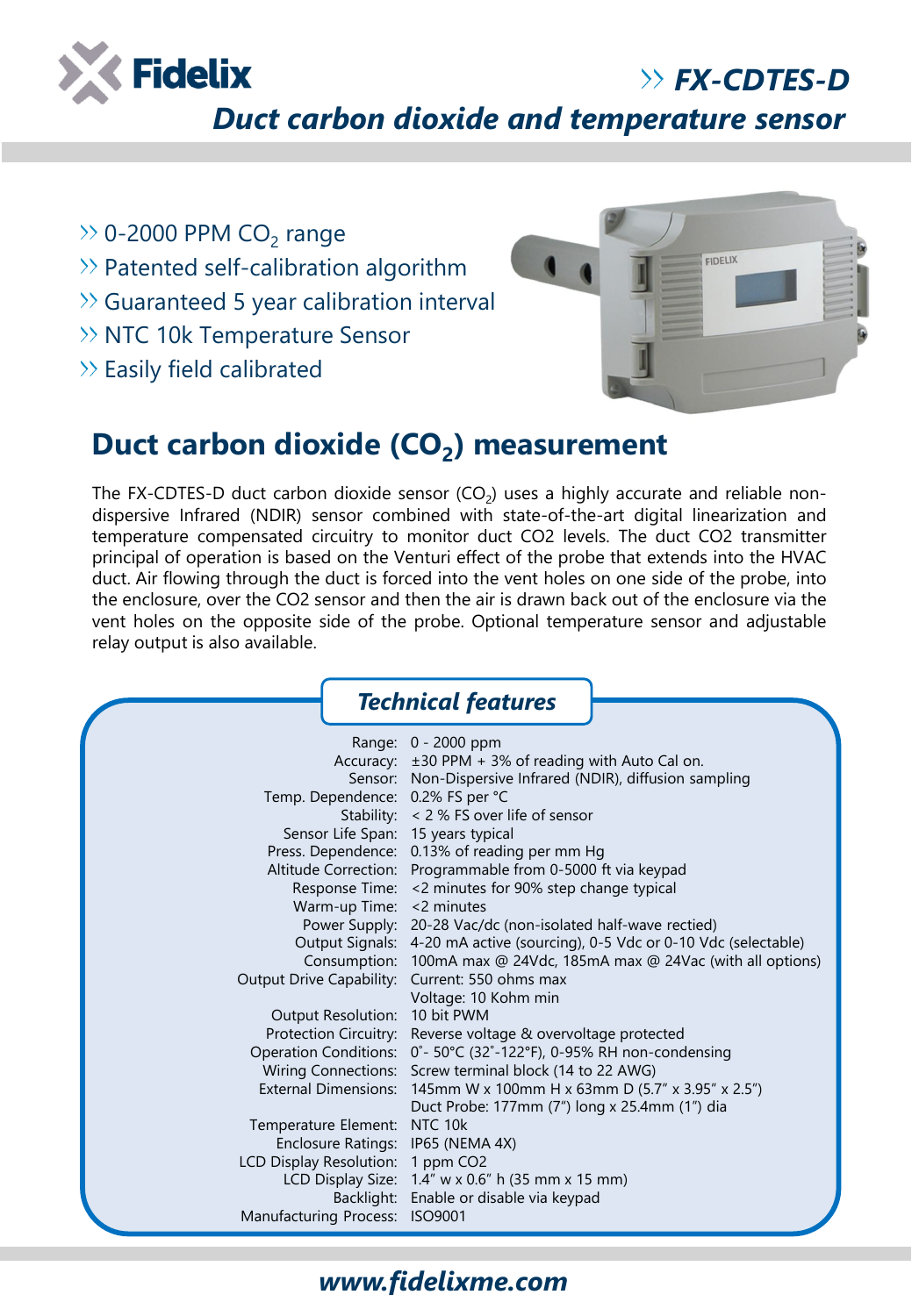Fidelix

# FX-CDTES-D

## Duct carbon dioxide and temperature sensor

- 0-2000 PPM $CO_2$ range
- Patented self-calibration algorithm
- Guaranteed 5 year calibration interval
- NTC 10k Temperature Sensor
- Easily field calibrated

## Duct carbon dioxide ($CO_2$) measurement

The FX-CDTES-D duct carbon dioxide sensor ($CO_2$) uses a highly accurate and reliable non-dispersive Infrared (NDIR) sensor combined with state-of-the-art digital linearization and temperature compensated circuitry to monitor duct CO2 levels. The duct CO2 transmitter principal of operation is based on the Venturi effect of the probe that extends into the HVAC duct. Air flowing through the duct is forced into the vent holes on one side of the probe, into the enclosure, over the CO2 sensor and then the air is drawn back out of the enclosure via the vent holes on the opposite side of the probe. Optional temperature sensor and adjustable relay output is also available.

### Technical features

| | |
|---|---|
| Range: | 0 - 2000 ppm |
| Accuracy: | ±30 PPM + 3% of reading with Auto Cal on. |
| Sensor: | Non-Dispersive Infrared (NDIR), diffusion sampling |
| Temp. Dependence: | 0.2% FS per °C |
| Stability: | < 2 % FS over life of sensor |
| Sensor Life Span: | 15 years typical |
| Press. Dependence: | 0.13% of reading per mm Hg |
| Altitude Correction: | Programmable from 0-5000 ft via keypad |
| Response Time: | <2 minutes for 90% step change typical |
| Warm-up Time: | <2 minutes |
| Power Supply: | 20-28 Vac/dc (non-isolated half-wave rectied) |
| Output Signals: | 4-20 mA active (sourcing), 0-5 Vdc or 0-10 Vdc (selectable) |
| Consumption: | 100mA max @ 24Vdc, 185mA max @ 24Vac (with all options) |
| Output Drive Capability: | Current: 550 ohms max<br>Voltage: 10 Kohm min |
| Output Resolution: | 10 bit PWM |
| Protection Circuitry: | Reverse voltage & overvoltage protected |
| Operation Conditions: | 0˚- 50°C (32˚-122°F), 0-95% RH non-condensing |
| Wiring Connections: | Screw terminal block (14 to 22 AWG) |
| External Dimensions: | 145mm W x 100mm H x 63mm D (5.7" x 3.95" x 2.5")<br>Duct Probe: 177mm (7") long x 25.4mm (1") dia |
| Temperature Element: | NTC 10k |
| Enclosure Ratings: | IP65 (NEMA 4X) |
| LCD Display Resolution: | 1 ppm CO2 |
| LCD Display Size: | 1.4" w x 0.6" h (35 mm x 15 mm) |
| Backlight: | Enable or disable via keypad |
| Manufacturing Process: | ISO9001 |

www.fidelixme.com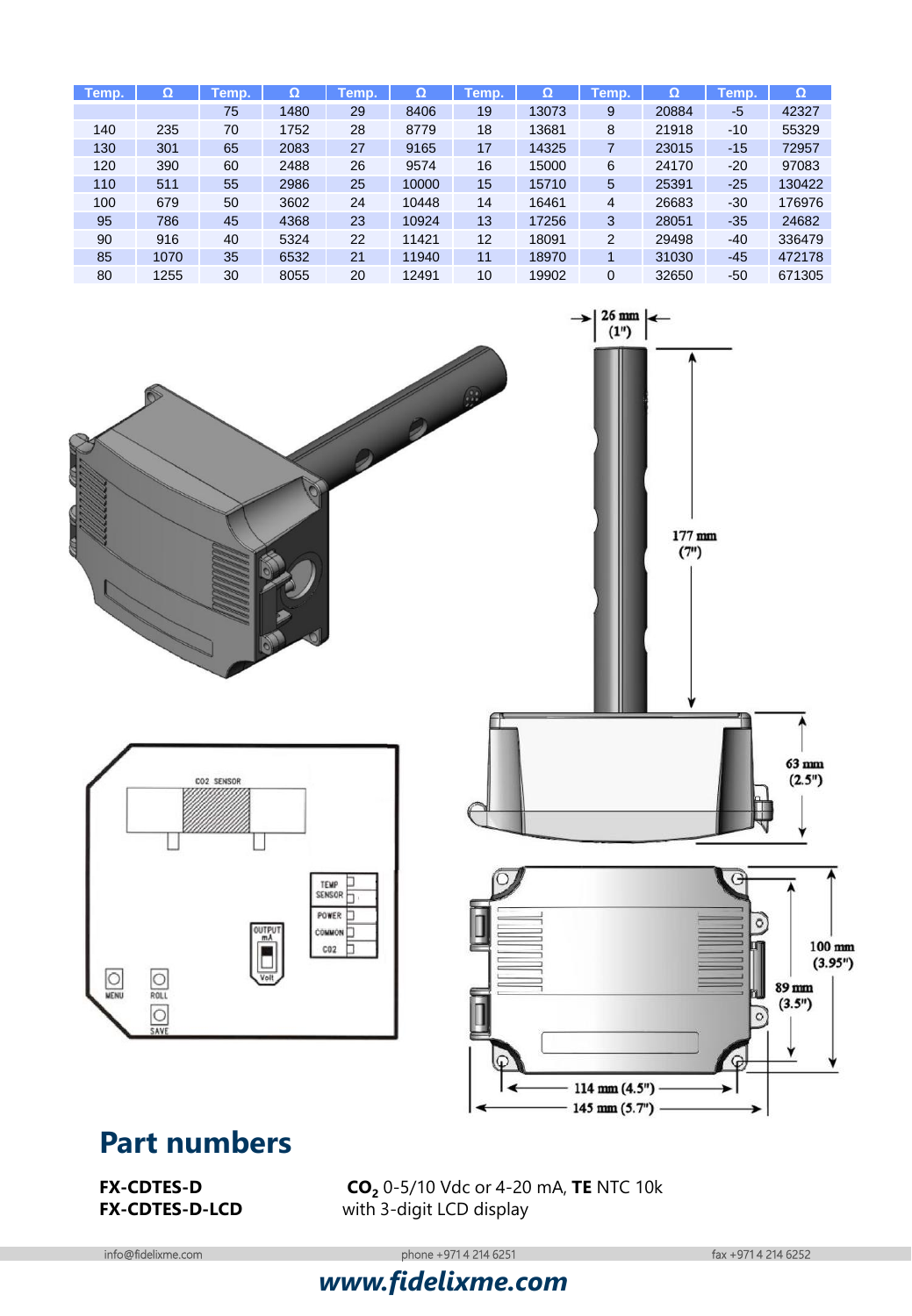| Temp. | Ω | Temp. | Ω | Temp. | Ω | Temp. | Ω | Temp. | Ω | Temp. | Ω |
|---|---|---|---|---|---|---|---|---|---|---|---|
| | | 75 | 1480 | 29 | 8406 | 19 | 13073 | 9 | 20884 | -5 | 42327 |
| 140 | 235 | 70 | 1752 | 28 | 8779 | 18 | 13681 | 8 | 21918 | -10 | 55329 |
| 130 | 301 | 65 | 2083 | 27 | 9165 | 17 | 14325 | 7 | 23015 | -15 | 72957 |
| 120 | 390 | 60 | 2488 | 26 | 9574 | 16 | 15000 | 6 | 24170 | -20 | 97083 |
| 110 | 511 | 55 | 2986 | 25 | 10000 | 15 | 15710 | 5 | 25391 | -25 | 130422 |
| 100 | 679 | 50 | 3602 | 24 | 10448 | 14 | 16461 | 4 | 26683 | -30 | 176976 |
| 95 | 786 | 45 | 4368 | 23 | 10924 | 13 | 17256 | 3 | 28051 | -35 | 24682 |
| 90 | 916 | 40 | 5324 | 22 | 11421 | 12 | 18091 | 2 | 29498 | -40 | 336479 |
| 85 | 1070 | 35 | 6532 | 21 | 11940 | 11 | 18970 | 1 | 31030 | -45 | 472178 |
| 80 | 1255 | 30 | 8055 | 20 | 12491 | 10 | 19902 | 0 | 32650 | -50 | 671305 |

26 mm (1")
177 mm (7")
63 mm (2.5")
100 mm (3.95")
89 mm (3.5")
114 mm (4.5")
145 mm (5.7")

CO2 SENSOR
TEMP SENSOR
POWER
COMMON
CO2
OUTPUT mA
Volt
MENU
ROLL
SAVE

## Part numbers

**FX-CDTES-D** — **$CO_2$** 0-5/10 Vdc or 4-20 mA, **TE** NTC 10k

**FX-CDTES-D-LCD** — with 3-digit LCD display

info@fidelixme.com phone +971 4 214 6251 fax +971 4 214 6252

***www.fidelixme.com***